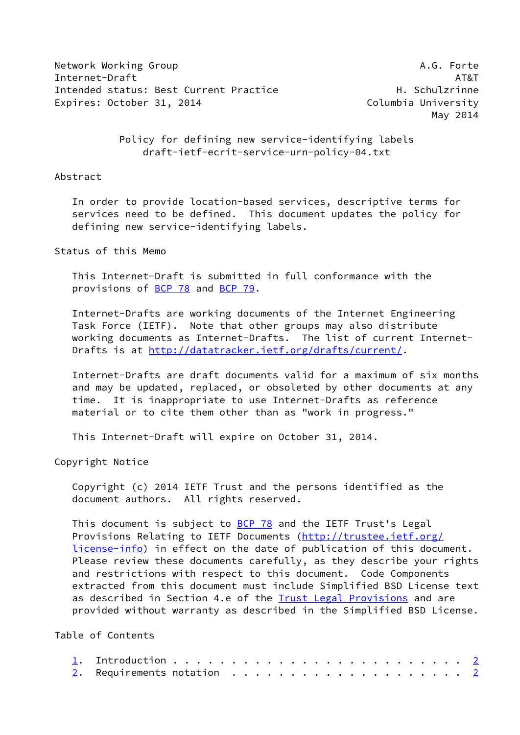Network Working Group A.G. Forte
Internet-Draft AT&T
Intended status: Best Current Practice H. Schulzrinne
Expires: October 31, 2014 Columbia University
May 2014

# Policy for defining new service-identifying labels
draft-ietf-ecrit-service-urn-policy-04.txt

## Abstract

In order to provide location-based services, descriptive terms for services need to be defined. This document updates the policy for defining new service-identifying labels.

## Status of this Memo

This Internet-Draft is submitted in full conformance with the provisions of BCP 78 and BCP 79.

Internet-Drafts are working documents of the Internet Engineering Task Force (IETF). Note that other groups may also distribute working documents as Internet-Drafts. The list of current Internet-Drafts is at http://datatracker.ietf.org/drafts/current/.

Internet-Drafts are draft documents valid for a maximum of six months and may be updated, replaced, or obsoleted by other documents at any time. It is inappropriate to use Internet-Drafts as reference material or to cite them other than as "work in progress."

This Internet-Draft will expire on October 31, 2014.

## Copyright Notice

Copyright (c) 2014 IETF Trust and the persons identified as the document authors. All rights reserved.

This document is subject to BCP 78 and the IETF Trust's Legal Provisions Relating to IETF Documents (http://trustee.ietf.org/license-info) in effect on the date of publication of this document. Please review these documents carefully, as they describe your rights and restrictions with respect to this document. Code Components extracted from this document must include Simplified BSD License text as described in Section 4.e of the Trust Legal Provisions and are provided without warranty as described in the Simplified BSD License.

## Table of Contents

1. Introduction . . . . . . . . . . . . . . . . . . . . . . . . . 2
2. Requirements notation . . . . . . . . . . . . . . . . . . . . 2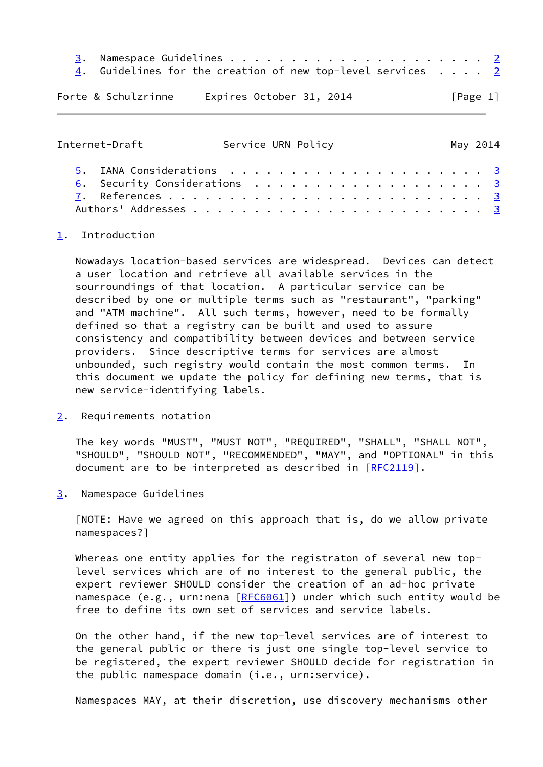3. Namespace Guidelines . . . . . . . . . . . . . . . . . . . . . 2
4. Guidelines for the creation of new top-level services . . . . 2
5. IANA Considerations . . . . . . . . . . . . . . . . . . . . . 3
6. Security Considerations . . . . . . . . . . . . . . . . . . . 3
7. References . . . . . . . . . . . . . . . . . . . . . . . . . . 3
Authors' Addresses . . . . . . . . . . . . . . . . . . . . . . . 3

## 1. Introduction

Nowadays location-based services are widespread. Devices can detect a user location and retrieve all available services in the sourroundings of that location. A particular service can be described by one or multiple terms such as "restaurant", "parking" and "ATM machine". All such terms, however, need to be formally defined so that a registry can be built and used to assure consistency and compatibility between devices and between service providers. Since descriptive terms for services are almost unbounded, such registry would contain the most common terms. In this document we update the policy for defining new terms, that is new service-identifying labels.

## 2. Requirements notation

The key words "MUST", "MUST NOT", "REQUIRED", "SHALL", "SHALL NOT", "SHOULD", "SHOULD NOT", "RECOMMENDED", "MAY", and "OPTIONAL" in this document are to be interpreted as described in [RFC2119].

## 3. Namespace Guidelines

[NOTE: Have we agreed on this approach that is, do we allow private namespaces?]

Whereas one entity applies for the registraton of several new top-level services which are of no interest to the general public, the expert reviewer SHOULD consider the creation of an ad-hoc private namespace (e.g., urn:nena [RFC6061]) under which such entity would be free to define its own set of services and service labels.

On the other hand, if the new top-level services are of interest to the general public or there is just one single top-level service to be registered, the expert reviewer SHOULD decide for registration in the public namespace domain (i.e., urn:service).

Namespaces MAY, at their discretion, use discovery mechanisms other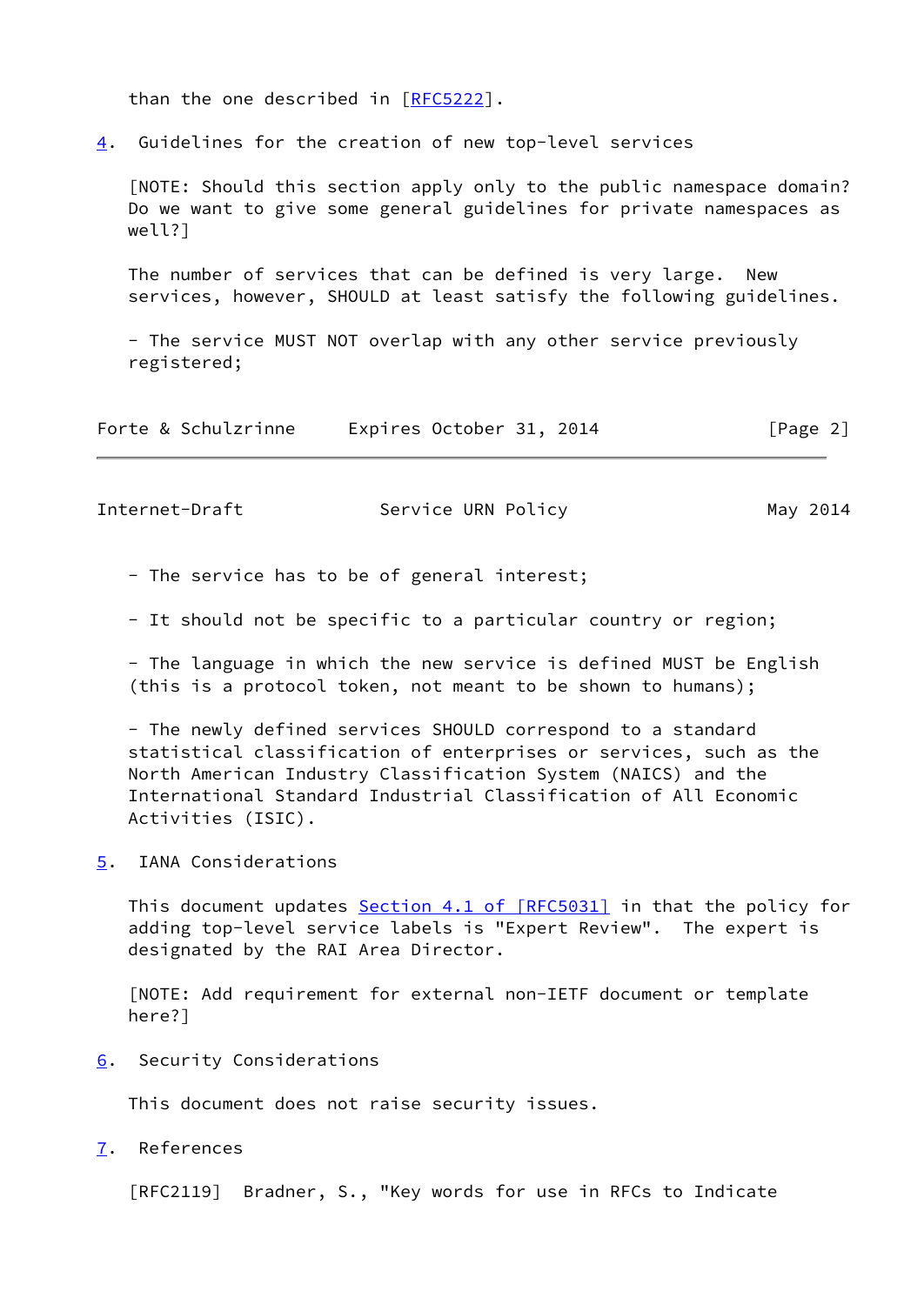than the one described in [RFC5222].

## 4. Guidelines for the creation of new top-level services

[NOTE: Should this section apply only to the public namespace domain? Do we want to give some general guidelines for private namespaces as well?]

The number of services that can be defined is very large. New services, however, SHOULD at least satisfy the following guidelines.

- The service MUST NOT overlap with any other service previously registered;

- The service has to be of general interest;

- It should not be specific to a particular country or region;

- The language in which the new service is defined MUST be English (this is a protocol token, not meant to be shown to humans);

- The newly defined services SHOULD correspond to a standard statistical classification of enterprises or services, such as the North American Industry Classification System (NAICS) and the International Standard Industrial Classification of All Economic Activities (ISIC).

## 5. IANA Considerations

This document updates Section 4.1 of [RFC5031] in that the policy for adding top-level service labels is "Expert Review". The expert is designated by the RAI Area Director.

[NOTE: Add requirement for external non-IETF document or template here?]

## 6. Security Considerations

This document does not raise security issues.

## 7. References

[RFC2119] Bradner, S., "Key words for use in RFCs to Indicate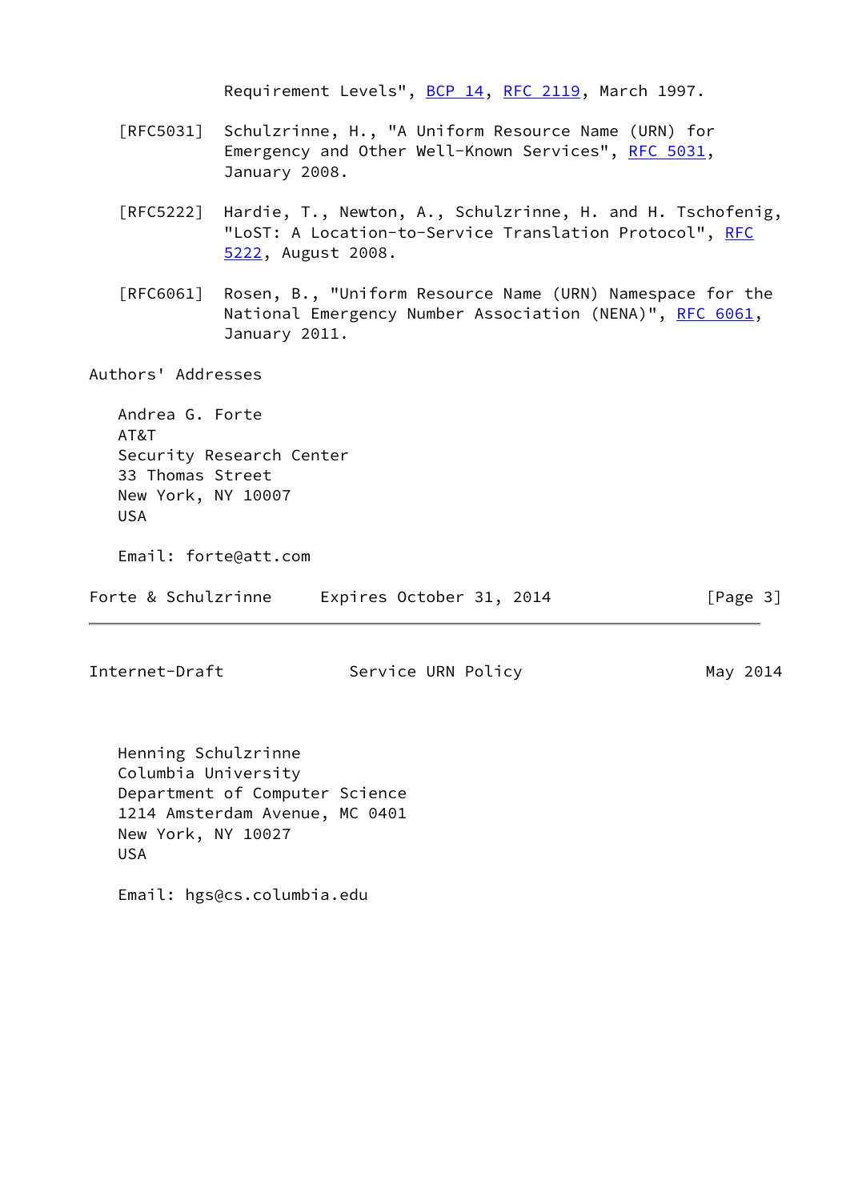Requirement Levels", BCP 14, RFC 2119, March 1997.

[RFC5031] Schulzrinne, H., "A Uniform Resource Name (URN) for Emergency and Other Well-Known Services", RFC 5031, January 2008.

[RFC5222] Hardie, T., Newton, A., Schulzrinne, H. and H. Tschofenig, "LoST: A Location-to-Service Translation Protocol", RFC 5222, August 2008.

[RFC6061] Rosen, B., "Uniform Resource Name (URN) Namespace for the National Emergency Number Association (NENA)", RFC 6061, January 2011.

## Authors' Addresses

Andrea G. Forte
AT&T
Security Research Center
33 Thomas Street
New York, NY 10007
USA

Email: forte@att.com

Henning Schulzrinne
Columbia University
Department of Computer Science
1214 Amsterdam Avenue, MC 0401
New York, NY 10027
USA

Email: hgs@cs.columbia.edu